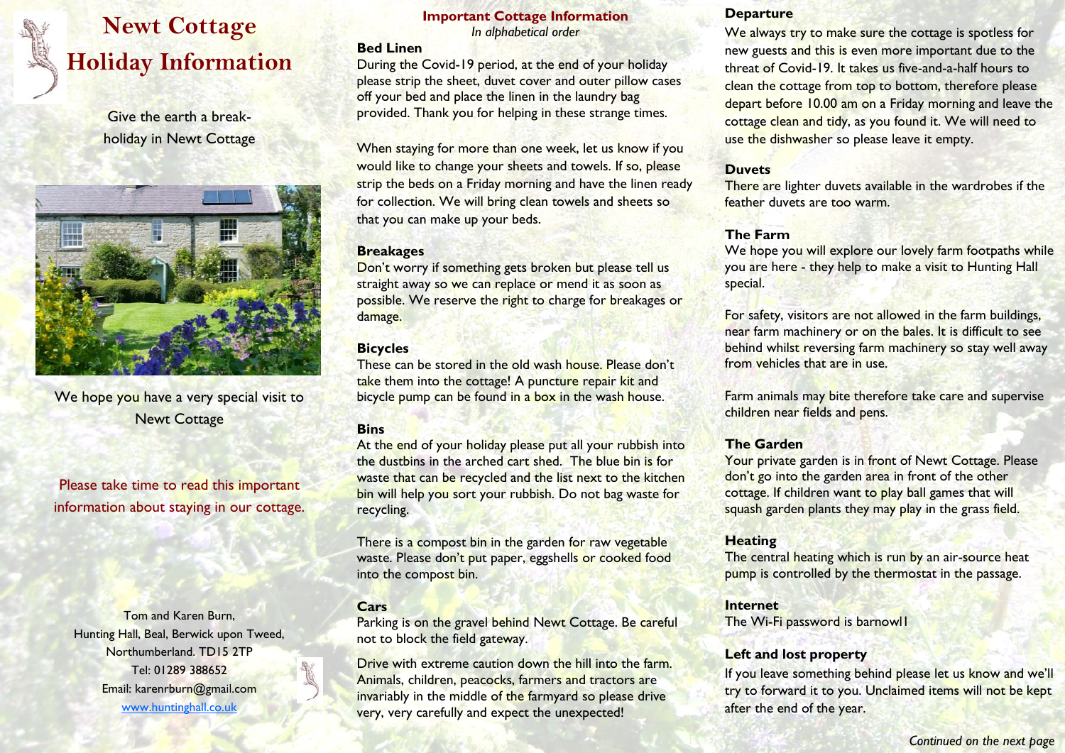# Newt Cottage Holiday Information

Give the earth a break-holiday in Newt Cottage

We hope you have a very special visit to Newt Cottage

Please take time to read this important information about staying in our cottage.

Tom and Karen Burn,
Hunting Hall, Beal, Berwick upon Tweed,
Northumberland. TD15 2TP
Tel: 01289 388652
Email: karenrburn@gmail.com
[www.huntinghall.co.uk](http://www.huntinghall.co.uk)

## Important Cottage Information

*In alphabetical order*

**Bed Linen**

During the Covid-19 period, at the end of your holiday please strip the sheet, duvet cover and outer pillow cases off your bed and place the linen in the laundry bag provided. Thank you for helping in these strange times.

When staying for more than one week, let us know if you would like to change your sheets and towels. If so, please strip the beds on a Friday morning and have the linen ready for collection. We will bring clean towels and sheets so that you can make up your beds.

**Breakages**

Don't worry if something gets broken but please tell us straight away so we can replace or mend it as soon as possible. We reserve the right to charge for breakages or damage.

**Bicycles**

These can be stored in the old wash house. Please don't take them into the cottage! A puncture repair kit and bicycle pump can be found in a box in the wash house.

**Bins**

At the end of your holiday please put all your rubbish into the dustbins in the arched cart shed. The blue bin is for waste that can be recycled and the list next to the kitchen bin will help you sort your rubbish. Do not bag waste for recycling.

There is a compost bin in the garden for raw vegetable waste. Please don't put paper, eggshells or cooked food into the compost bin.

**Cars**

Parking is on the gravel behind Newt Cottage. Be careful not to block the field gateway.

Drive with extreme caution down the hill into the farm. Animals, children, peacocks, farmers and tractors are invariably in the middle of the farmyard so please drive very, very carefully and expect the unexpected!

**Departure**

We always try to make sure the cottage is spotless for new guests and this is even more important due to the threat of Covid-19. It takes us five-and-a-half hours to clean the cottage from top to bottom, therefore please depart before 10.00 am on a Friday morning and leave the cottage clean and tidy, as you found it. We will need to use the dishwasher so please leave it empty.

**Duvets**

There are lighter duvets available in the wardrobes if the feather duvets are too warm.

**The Farm**

We hope you will explore our lovely farm footpaths while you are here - they help to make a visit to Hunting Hall special.

For safety, visitors are not allowed in the farm buildings, near farm machinery or on the bales. It is difficult to see behind whilst reversing farm machinery so stay well away from vehicles that are in use.

Farm animals may bite therefore take care and supervise children near fields and pens.

**The Garden**

Your private garden is in front of Newt Cottage. Please don't go into the garden area in front of the other cottage. If children want to play ball games that will squash garden plants they may play in the grass field.

**Heating**

The central heating which is run by an air-source heat pump is controlled by the thermostat in the passage.

**Internet**

The Wi-Fi password is barnowl1

**Left and lost property**

If you leave something behind please let us know and we'll try to forward it to you. Unclaimed items will not be kept after the end of the year.

*Continued on the next page*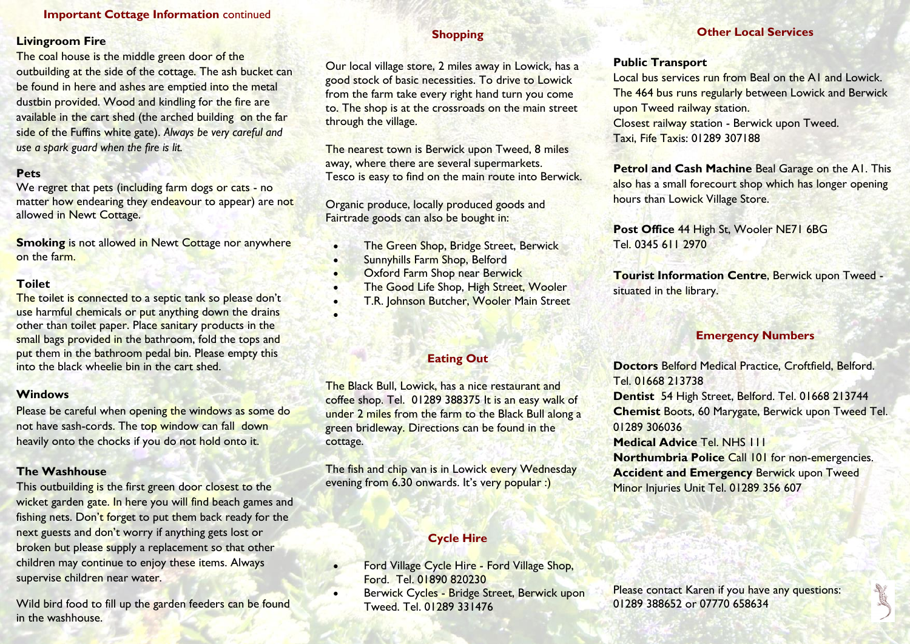## Important Cottage Information continued

### Livingroom Fire

The coal house is the middle green door of the outbuilding at the side of the cottage. The ash bucket can be found in here and ashes are emptied into the metal dustbin provided. Wood and kindling for the fire are available in the cart shed (the arched building on the far side of the Fuffins white gate). *Always be very careful and use a spark guard when the fire is lit.*

### Pets

We regret that pets (including farm dogs or cats - no matter how endearing they endeavour to appear) are not allowed in Newt Cottage.

**Smoking** is not allowed in Newt Cottage nor anywhere on the farm.

### Toilet

The toilet is connected to a septic tank so please don't use harmful chemicals or put anything down the drains other than toilet paper. Place sanitary products in the small bags provided in the bathroom, fold the tops and put them in the bathroom pedal bin. Please empty this into the black wheelie bin in the cart shed.

### Windows

Please be careful when opening the windows as some do not have sash-cords. The top window can fall down heavily onto the chocks if you do not hold onto it.

### The Washhouse

This outbuilding is the first green door closest to the wicket garden gate. In here you will find beach games and fishing nets. Don't forget to put them back ready for the next guests and don't worry if anything gets lost or broken but please supply a replacement so that other children may continue to enjoy these items. Always supervise children near water.

Wild bird food to fill up the garden feeders can be found in the washhouse.

## Shopping

Our local village store, 2 miles away in Lowick, has a good stock of basic necessities. To drive to Lowick from the farm take every right hand turn you come to. The shop is at the crossroads on the main street through the village.

The nearest town is Berwick upon Tweed, 8 miles away, where there are several supermarkets. Tesco is easy to find on the main route into Berwick.

Organic produce, locally produced goods and Fairtrade goods can also be bought in:

- The Green Shop, Bridge Street, Berwick
- Sunnyhills Farm Shop, Belford
- Oxford Farm Shop near Berwick
- The Good Life Shop, High Street, Wooler
- T.R. Johnson Butcher, Wooler Main Street

## Eating Out

The Black Bull, Lowick, has a nice restaurant and coffee shop. Tel. 01289 388375 It is an easy walk of under 2 miles from the farm to the Black Bull along a green bridleway. Directions can be found in the cottage.

The fish and chip van is in Lowick every Wednesday evening from 6.30 onwards. It's very popular :)

## Cycle Hire

- Ford Village Cycle Hire - Ford Village Shop, Ford. Tel. 01890 820230
- Berwick Cycles - Bridge Street, Berwick upon Tweed. Tel. 01289 331476

## Other Local Services

### Public Transport

Local bus services run from Beal on the A1 and Lowick. The 464 bus runs regularly between Lowick and Berwick upon Tweed railway station.
Closest railway station - Berwick upon Tweed.
Taxi, Fife Taxis: 01289 307188

**Petrol and Cash Machine** Beal Garage on the A1. This also has a small forecourt shop which has longer opening hours than Lowick Village Store.

**Post Office** 44 High St, Wooler NE71 6BG
Tel. 0345 611 2970

**Tourist Information Centre**, Berwick upon Tweed - situated in the library.

## Emergency Numbers

**Doctors** Belford Medical Practice, Croftfield, Belford. Tel. 01668 213738
**Dentist** 54 High Street, Belford. Tel. 01668 213744
**Chemist** Boots, 60 Marygate, Berwick upon Tweed Tel. 01289 306036
**Medical Advice** Tel. NHS 111
**Northumbria Police** Call 101 for non-emergencies.
**Accident and Emergency** Berwick upon Tweed Minor Injuries Unit Tel. 01289 356 607

Please contact Karen if you have any questions: 01289 388652 or 07770 658634